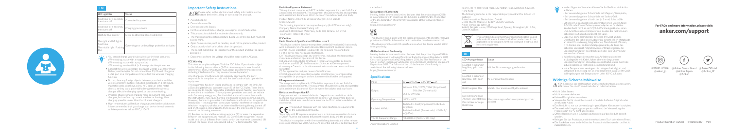## EN

| LED Light Bar | Status |
| --- | --- |
| Solid blue for 4 seconds, then turns off | Connected to power |
| Solid blue for 5 seconds, then turns off | Charging your device |
| Flashing blue quickly | Metal or abnormal objects detected |
| The right and left lights: Solid blue<br>The middle light: Flashing blue | Overvoltage or undervoltage protection activated |

- You cannot charge your device wirelessly in these scenarios:
  - When using a case with a magnetic/iron plate.
  - When using a case with a pop-socket.
  - When using an ultra-thick (> 5 mm) protective phone case.
- Connect the wireless charger to a Quick Charge 2.0/3.0 or Power Delivery wall adapter. Do not connect to a 5V/1A wall charger or a USB port on a computer as it may affect the wireless charging function.
- Do not place any foreign objects between your device and the wireless charger's surface, including metal pads on a car mount, magnetic stickers, credit cards, coins, NFC cards or other metal objects, as they could potentially demagnetize the wireless charger, affect the charging speed, or cause overheating.
- Wireless chargers make charging more convenient than wired chargers, but in the fully current wireless technology, their charging speed is slower than that of wired chargers.
- High temperatures will reduce charging speed and restrict power. It is recommended that you charge your device in environments with temperatures below 40°C / 104°F.

## Important Safety Instructions

Please refer to the electrical and safety information on the bottom before installing or operating the product.

- Avoid dropping.
- Do not disassemble.
- Do not expose to liquids.
- For the safest and fastest charge, use original or certified cables.
- This product is suitable for moderate climates only.
- The maximum ambient temperature during use of this product must not exceed 40°C.
- Open flame sources, such as candles, must not be placed on this product.
- Only use a dry cloth or brush to clean this product.
- The socket-outlet shall be installed near the product and shall be easily accessible.
- Disconnection from line voltage should be made via the AC plug.

### FCC Warning

This device complies with part 15 of the FCC Rules. Operation is subject to the following two conditions: (1) This device may not cause harmful interference, and (2) this device must accept any interference received, including interference that may cause undesired operation.

Any changes or modifications not expressly approved by the party responsible for compliance could void the user's authority to operate the equipment.

This equipment has been tested and found to comply with the limits for a Class B digital device, pursuant to part 15 of the FCC Rules. These limits are designed to provide reasonable protection against harmful interference in a residential installation.This equipment generates uses and can radiate radio frequency energy and, if not installed and used in accordance with the instructions, may cause harmful interference to radio communications. However, there is no guarantee that interference will not occur in a particular installation. If this equipment does cause harmful interference to radio or television reception, which can be determined by turning the equipment off and on, the user is encouraged to try to correct the interference by one or more of the following measures:

(1) Reorient or relocate the receiving antenna. (2) Increase the separation between the equipment and receiver. (3) Connect the equipment into an outlet on a circuit different from that to which the receiver is connected. (4) Consult the dealer or an experienced radio / TV technician for help.

### Radiation Exposure Statement

This equipment complies with FCC radiation exposure limits set forth for an uncontrolled environment. This equipment should be installed and operated with a minimum distance of 20 cm between the radiator and your body.

Product Name: Anker 533 Wireless Charger (3-in-1 Stand)
Model: A2538

The following importer is the responsible party (for FCC matters only)
Company Name: Fantasia Trading LLC
Address: 5350 Ontario Mills Pkwy, Suite 100, Ontario, CA 91764
Telephone: +1 800 988 7973

### IC Caution

Radio Standards Specification RSS-Gen, issue 5

This device contains licence-exempt transmitter(s)/receiver(s) that comply with Innovation, Science and Economic Development Canada's licence-exempt RSS(s). Operation is subject to the following two conditions:
(1) This device may not cause interference.
(2) This device must accept any interference, including interference that may cause undesired operation of the device.

Cet appareil contient des émetteurs / récepteurs exemptés de licence conformes aux RSS (RSS) d'Innovation, Sciences et Développement économique Canada. Le fonctionnement est soumis aux deux conditions suivantes:
(1) Cet appareil ne doit pas causer d'interférences.
(2) Cet appareil doit accepter toutes les interférences, y compris celles susceptibles de provoquer un fonctionnement indésirable de l'appareil.

### RF exposure statement:

The equipment complies with IC Radiation exposure limits set forth for an uncontrolled environment. This equipment should be installed and operated with a minimum distance of 10 cm between the radiator and your body.

### Déclaration d'exposition RF:

L'équipement est conforme à la limite d'exposition aux radiations de la IC établie pour un environnement non contrôlé. Cet équipement doit être installé et utilisé avec une distance minimale de 10 cm entre le radiateur et votre corps.

The product complies with the radio interference requirements of the European Community.

To comply with RF exposure requirements, a minimum separation distance of 20cm must be maintained between the user's body and the product.

This device is in compliance with the essential requirements and other relevant provisions of Directive 2014/53/EU. All essential radio test suites have been carried out.

### Declaration of Conformity

Hereby, Anker Innovations Limited declares that the product type A2538 is in compliance with Directives 2014/53/EU & 2011/65/EU. The full text of the EU declaration of conformity is available at the following internet address:
https://www.anker.com/

This device is compliance with the essential requirements and other relevant provisions of UKCA. All essential radio test suites have been carried out.

(The device complies with RF specifications when the device used at 20cm from your body).

### GB Declaration of Conformity

Hereby, Anker Innovations Limited declares that the product type A2538 is in compliance with following Directives: Radio Equipment Regulations 2017; Electrical Equipment (Safety) Regulations 2016 and The Restriction of the Use of Certain Hazardous Substances in Electrical and Electronic Equipment Regulations 2012. The full text of the UK declaration of conformity is available at the following internet address:
https://www.anker.com/

## Specifications

| Input | 9V ⎓ 1A / 12V ⎓ 2.5A / 5V ⎓ 3A |
| --- | --- |
| Output | Wireless: 5W / 7.5W / 10W (for phones)<br>5W Max (for earbuds)<br>USB-A: 5W Max |
| Operating Temperature | -10°C - 40°C |
| Radiated H-Field | Radiated H-Field (for phones): 9.46dBuA/m@10m<br>Radiated H-Field (for earbuds): -17.4dBuA/m@10m |
| RX/RX Frequency Range | 110-205KHz (for Qi) / 1K only) |

Anker Innovations Limited

Room 1318-19, Hollywood Plaza, 610 Nathan Road, Mongkok, Kowloon, Hong Kong

The following importer is the responsible party (contact for EU and UK matters)
Anker Innovations Deutschland GmbH
Georg-Muche-Strasse 3, 80807 Munich, Germany
Anker Technology (UK) Ltd
Suite B, Fairgate House, 205 Kings Road, Tyseley, Birmingham, B11 2AA, United Kingdom

This symbol indicates that this product shall not be treated as household waste. Instead it shall be handed over to the applicable collection point for the recycling of electrical and electronic equipment.

## DE

| LED-Anzeigeleiste | Status |
| --- | --- |
| Leuchtet 4 Sekunden lang blau, geht dann aus | Mit der Stromversorgung verbunden |
| Leuchtet 5 Sekunden lang blau, geht dann aus | Ihr Gerät wird aufgeladen |
| Blinkt langsam blau | Metall- oder anormale Objekte erkannt |
| Die rechte und linke Anzeige: Leuchtet blau<br>Die mittlere Anzeige: Blinkt blau | Überspannungs- oder Unterspannungsschutz aktiviert |

- In den folgenden Szenarien können Sie Ihr Gerät nicht drahtlos aufladen:
  - Bei Verwendung einer Schutzhülle mit Magnet-/Eisenplatte.
  - Bei Verwendung einer Schutzhülle mit Sockel/Griff.
  - Bei Verwendung einer ultradicken (> 5 mm) Schutzhülle.
- Schließen Sie das kabellose Ladegerät an einen Quick Charge 2.0/3.0- oder Power-Delivery-Wandadapter an. Schließen Sie das Gerät nicht an ein 5 V/1 A-Wandladegerät oder einen USB-Anschluss eines Computers an, da dies die Funktion zum kabellosen Aufladen beeinträchtigen kann.
- Legen Sie keine Fremdkörper zwischen Ihr Gerät und die Oberfläche des kabellosen Ladegeräts, einschließlich Metallpads an einer Kfz-Halterung, Magnetkarten, Geldkarten, Münzen, NFC-Karten oder andere Metallgegenstände, da diese das kabellose Ladegerät möglicherweise entmagnetisieren, die Ladegeschwindigkeit beeinträchtigen oder eine Überhitzung verursachen können.
- Kabellose Ladegeräte machen das Aufladen praktischer als Ladegeräte mit Kabel, haben aber eine langsamere Ladegeschwindigkeit als Ladegeräte mit Kabel, da sie durch die aktuelle kabellose Technologie eingeschränkt sind.
- Hohe Temperaturen verringern die Ladegeschwindigkeit und schränken die Leistung ein. Es wird empfohlen, dass Sie Ihr Gerät in Umgebungen mit Temperaturen unter 40 °C aufladen.

## Wichtige Sicherheitshinweise

Lesen Sie die elektrischen und Sicherheitsinformationen unten, bevor Sie das Produkt installieren oder betreiben.

- Nicht fallen lassen.
- Nicht auseinanderbauen.
- Keinen Flüssigkeiten aussetzen.
- Verwenden Sie für das sicherste und schnellste Aufladen Original- oder zertifizierte Kabel.
- Das Produkt ist nur zur Verwendung in gemäßigten Klimazonen konzipiert.
- Die maximale Umgebungstemperatur während der Verwendung des Produkts darf 40 °C nicht übersteigen.
- Offene Flammen wie z. B. Kerzen dürfen nicht auf das Produkt gestellt werden.
- Reinigen Sie das Produkt nur mit einem trockenen Tuch oder einem Pinsel.
- Die Steckdose muss in der Nähe des Produkts installiert werden und leicht zugänglich sein.

**For FAQs and more information, please visit:**
**anker.com/support**

@anker_official @anker_jp | @Anker Deutschland @Anker Japan @Anker | @AnkerOfficial @Anker_JP

Product Number: A2538 51005003171 V01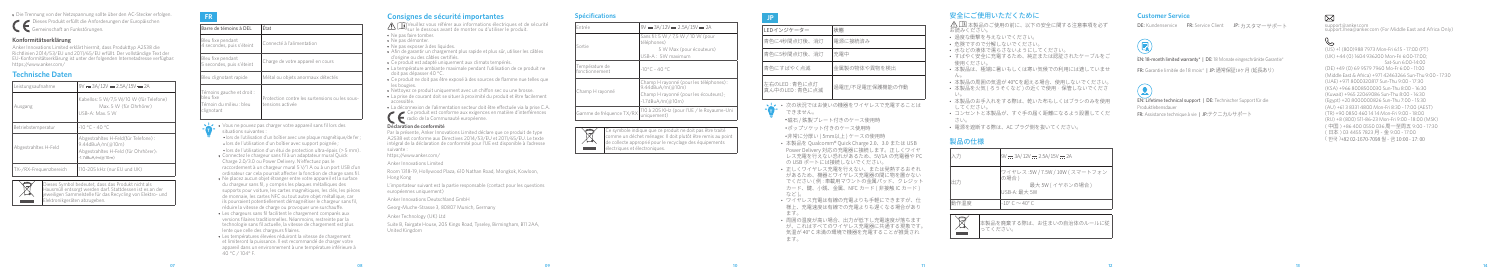- Die Trennung von der Netzspannung sollte über den AC-Stecker erfolgen.
- Dieses Produkt erfüllt die Anforderungen der Europäischen Gemeinschaft an Funkstörungen.

**Konformitätserklärung**

Anker Innovations Limited erklärt hiermit, dass Produkttyp A2338 die Richtlinien 2014/53/EU und 2011/65/EU erfüllt. Der vollständige Text der EU-Konformitätserklärung ist unter der folgenden Internetadresse verfügbar: https://www.anker.com/

## Technische Daten

| | |
|---|---|
| Leistungsaufnahme | 9V ⎓ 3A/12V ⎓ 2.5A/15V ⎓ 2A |
| Ausgang | Kabellos: 5 W/7,5 W/10 W (für Telefone) Max. 5 W (für Ohrhörer) USB-A: Max. 5 W |
| Betriebstemperatur | -10 °C - 40 °C |
| Absorptionszeit | Abgestellt/aktiv (Handy/mit Telefonen): 4-4,46A/4-mit (Z-Sl) Abgestellt/aktiv (Handy für Ohrhörer): 1,7A/aufrecht (Sn) |
| TX-/RX-Frequenzbereich | 110-205 kHz (nur EU und UK) |

Dieses Symbol bedeutet, dass das Produkt nicht als Hausmüll entsorgt werden darf. Stattdessen ist es an der jeweiligen Sammelstelle für das Recycling von Elektro- und Elektronikgeräten abzugeben.

## FR

| Barre de témoins à DEL | État |
|---|---|
| Bleu fixe pendant 4 secondes, puis s'éteint | Connecté à l'alimentation |
| Bleu fixe pendant 3 secondes, puis s'éteint | Charge de votre appareil en cours |
| Bleu clignotant rapide | Métal ou objets anormaux détectés |
| Clignote pendant 3 secondes, puis s'éteint (Témoin du milieu : bleu clignotant) | Protection contre les surtensions ou les sous-tensions activée |

- Vous ne pouvez pas charger votre appareil dans les situations suivantes :
  - lors de l'utilisation d'un boîtier avec une plaque magnétique/métallique ;
  - lors de l'utilisation d'un boîtier avec des cartes magnétiques ;
  - lors de l'utilisation d'un étui de protection ultra-épais (> 5 mm).
- Connectez le chargeur sans fil à un adaptateur mural Quick Charge 2.0/3.0 ou Power Delivery. N'effectuez pas le raccordement à un chargeur mural 5 V/1 A ou à un port USB d'un ordinateur car cela pourrait affecter la fonction de charge sans fil.
- Ne placez aucun objet étranger entre votre appareil et la surface du chargeur sans fil, y compris les plaques métalliques des supports pour voiture, les cartes magnétiques, les clés, les pièces de monnaie, les cartes NFC ou tout autre objet métallique, car ils pourraient potentiellement endommager le chargeur sans fil, interférer avec le chargement ou provoquer une surchauffe.
- Les chargeurs sans fil facilitent le chargement comparés aux versions filaires traditionnelles. Néanmoins, en raison de la technologie sans fil actuelle, la vitesse de chargement est plus lente que celle des chargeurs filaires.
- Les températures élevées réduisent la vitesse de chargement et limiteront la puissance. Il est recommandé de charger votre appareil dans un environnement à une température inférieure à 40 °C / 104°F.

## Consignes de sécurité importantes

Veuillez vous référer aux informations électriques et de sécurité sur le dessous avant de monter ou d'utiliser le produit.

- Ne pas faire tomber.
- Ne pas démonter.
- Ne pas exposer à des liquides.
- Afin de garantir un chargement plus rapide et plus sûr, utilisez les câbles d'origine ou des câbles certifiés.
- Ce produit est adapté uniquement aux climats tempérés.
- La température ambiante maximale pendant l'utilisation de ce produit ne doit pas dépasser 40 °C.
- Ce produit ne doit pas être exposé à des sources de flamme nue telles que les bougies.
- Fabriqués ce produit uniquement avec un chiffon sec ou une brosse.
- La prise de courant doit se situer à proximité du produit et être facilement accessible.
- La déconnexion de l'alimentation secteur doit être effectuée via la prise C.A.
- Ce produit est conforme aux exigences en matière d'interférences radio de la Communauté européenne.

**Déclaration de conformité**

Par la présente, Anker Innovations Limited déclare que ce produit de type A2338 est conforme aux Directives 2014/53/EU et 2011/65/EU. Le texte intégral de la déclaration de conformité pour l'UE est disponible à l'adresse suivante :
https://www.anker.com/

Anker Innovations Limited

Room 1318-19, Hollywood Plaza, 610 Nathan Road, Mongkok, Kowloon, Hong Kong

L'importateur suivant est la partie responsable (contact pour les questions européennes uniquement) :

Anker Innovations Deutschland GmbH

Georg-Muche-Strasse 3, 80807 Munich, Germany

Anker Technology (UK) Ltd

Suite B, Fairgate House, 205 Kings Road, Tyseley, Birmingham, B11 2AA, United Kingdom

## Spécifications

| | |
|---|---|
| Entrée | 9V ⎓ 3A/12V ⎓ 2.5A/15V ⎓ 2A |
| Sortie | Sans fil: 5 W / 7,5 W / 10 W (pour téléphones) 5 W Max (pour écouteurs) USB-A : 5W maximum |
| Température de fonctionnement | -10 °C - 40 °C |
| Charge/rapport | Charge/rapport (pour les téléphones) : 4-4,46A/4-mit (Z-Sl) Charge/rapport (pour écouteurs) : 1,7A/aufrecht (Sn) |
| Gamme de fréquence TX/RX | 110 à 205 kHz (pour l'UE et le Royaume-Uni uniquement) |

Ce symbole indique que ce produit ne doit pas être traité comme un déchet ménager. Il doit être remis au point de collecte approprié pour le recyclage des équipements électriques et électroniques.

## JP

| LEDインジケーター | 状態 |
|---|---|
| 青色に4秒間点灯後、消灯 | 電源に接続済み |
| 青色に3秒間点灯後、消灯 | 充電中 |
| 青色にすばやく点滅 | 金属製の物質や異物を検出 |
| 3つのLED：青色に点滅 (真ん中のLED：青色に点滅) | 過電圧/不足電圧保護機能が作動 |

- 次の状況では本製品で機器をワイヤレス充電することはできません。
  - 磁石/金属プレート付きのケース使用時
  - 磁気カード付きのケース使用時
  - 分厚い保護カバー(5mm以上)ケースの使用時
- 本製品を Qualcomm® Quick Charge 2.0、3.0 または USB Power Delivery 対応の充電器に接続します。正しくワイヤレス充電を行えない恐れがあるため、5V/1A の充電器や PC の USB ポートには接続しないでください。
- 正しくワイヤレス充電を行えない、または破損する恐れがあるため、機器とワイヤレス充電器の間に物を置かないでください(例：車載用マウントの金属プレート、クレジットカード、鍵、小銭、金属、NFC カード (非接触 IC カード) など)。
- ワイヤレス充電は有線の充電よりも手軽にできますが、仕様上、充電速度は有線での充電よりも遅くなる場合があります。
- 周囲の温度が高い場合、出力が低下し充電速度が落ちますが、これはすべてのワイヤレス充電器に当てはまる現象です。気温が40℃未満の環境で機器を充電することが推奨されます。

## 安全にご使用いただくために

本製品のご使用の前に、以下の安全に関する注意事項をお読みください。

- 過度な衝撃を与えないでください。
- 分解しないでください。
- 水などの液体で濡らさないようにしてください。
- 充電を安全かつ高速に行うため、純正または認証されたケーブルをご使用ください。
- 本製品は、穏やかな気候の環境で利用してください。
- 本製品の周囲の気温が40℃を超える場合、使用しないでください。
- 本製品をろうそくなどの火の近くで使用・保管しないでください。
- 本製品のお手入れをする際は、乾いた布もしくはブラシのみを使用してください。
- コンセントは本製品の近くで手の届く使いやすい位置にしてください。
- 電源を遮断する際は、AC プラグを抜いてください。

## 製品の仕様

| | |
|---|---|
| 入力 | 9V ⎓ 3A/12V ⎓ 2.5A/15V ⎓ 2A |
| 出力 | ワイヤレス: 5W / 7.5W / 10W (スマートフォンの場合) 最大 5W (イヤホンの場合) USB-A: 最大 5W |
| 動作温度 | -10°C～40°C |

本製品を廃棄する際は、お住まいの自治体のルールに従ってください。

## Customer Service

EN: Customer Service | FR: Service Client | JP: カスタマーサポート

support@anker.com
support.tw@anker.com (For Middle East and Africa Only)

(US) +1 (800) 988 7973 Mon-Fri 9:00 - 17:00 (PT)
(UK) +44 (0) 1604 936200 Mon-Fri 6:00 - 11:00
Sat-Sun 6:00-14:00
(DE) +49 (0) 69 9579 7960 Mo-Fr 6:00 - 11:00
(Middle East & Africa) +971 42463366 Sun-Thu 9:00 - 17:30
(UAE) +971 8000320037 Sun-Thu 9:00 - 17:30
(KSA) +966 8008500030 Sun-Thu 9:00 - 16:30
(Kuwait) +965 22069086 Sun-Thu 8:00 - 16:30
(Egypt) +20 800000824 Sun-Thu 7:00 - 15:30
(AU) +61 3 8331 4800 Mon-Fri 9:00 - 17:00 (AET)
(TR) +90 2850 460 14 16 Mon-Fri 9:00 - 18:00
(RU) +8 (800) 07 86 23 Mon-Fri 10:00 - 18:00 (MSK)
（中国）+86 400 0550 036 周一至周五 9:00 - 17:30
（日本）03 4455 7823 月～金 9:00 - 17:00
（한국）+82 02-1670-7099 월 - 금 10:00 - 17:00

EN: 18-month limited warranty | DE: 18-Monate eingeschränkte Garantie | FR: Garantie limitée de 18 mois | JP: 18ヶ月製品保証

EN: Lifetime technical support | DE: Technischer Support für die Produktlebensdauer | FR: Assistance technique à vie | JP: テクニカルサポート